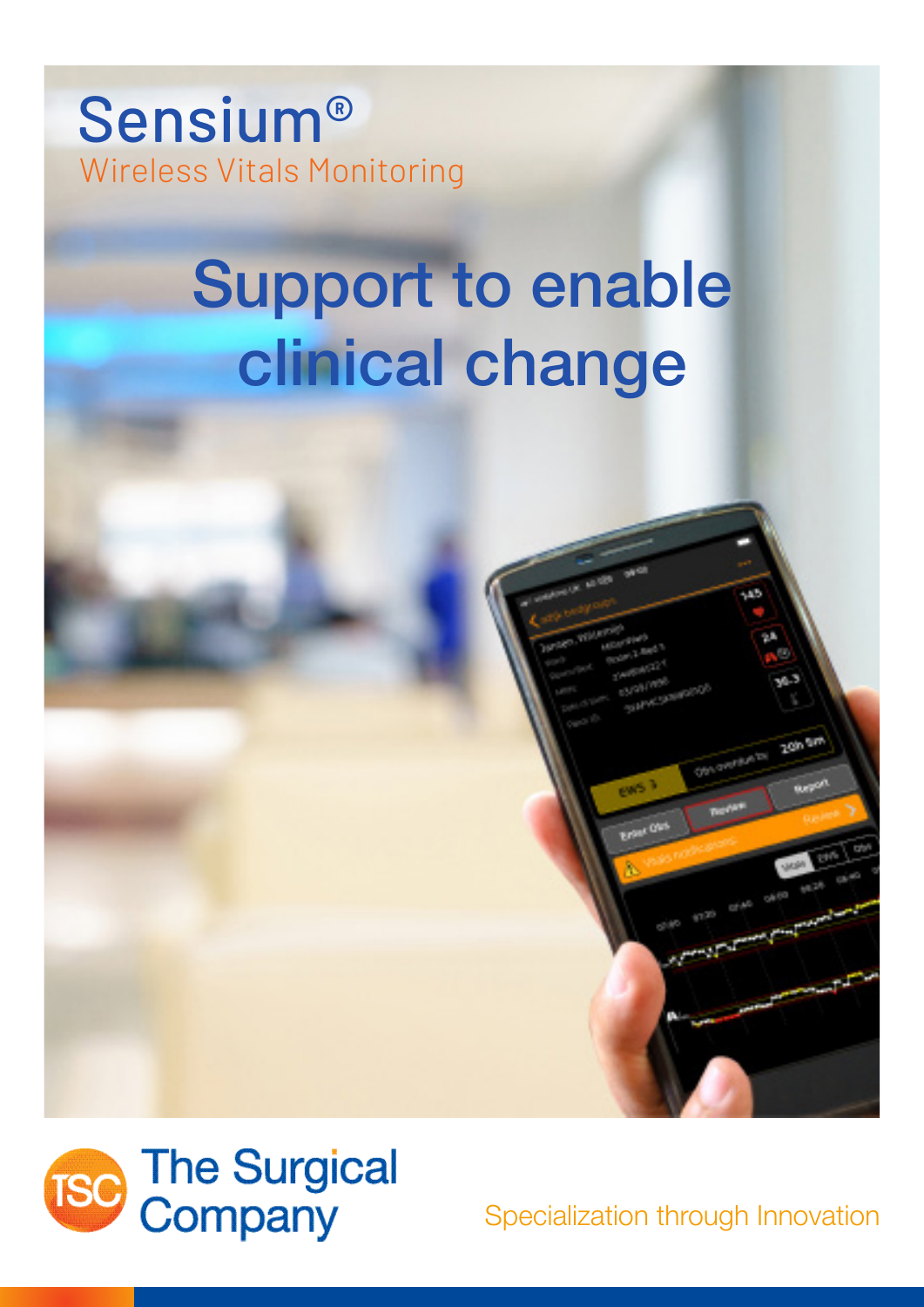# Sensium®

Wireless Vitals Monitoring

## Support to enable clinical change

The Surgical Company

Specialization through Innovation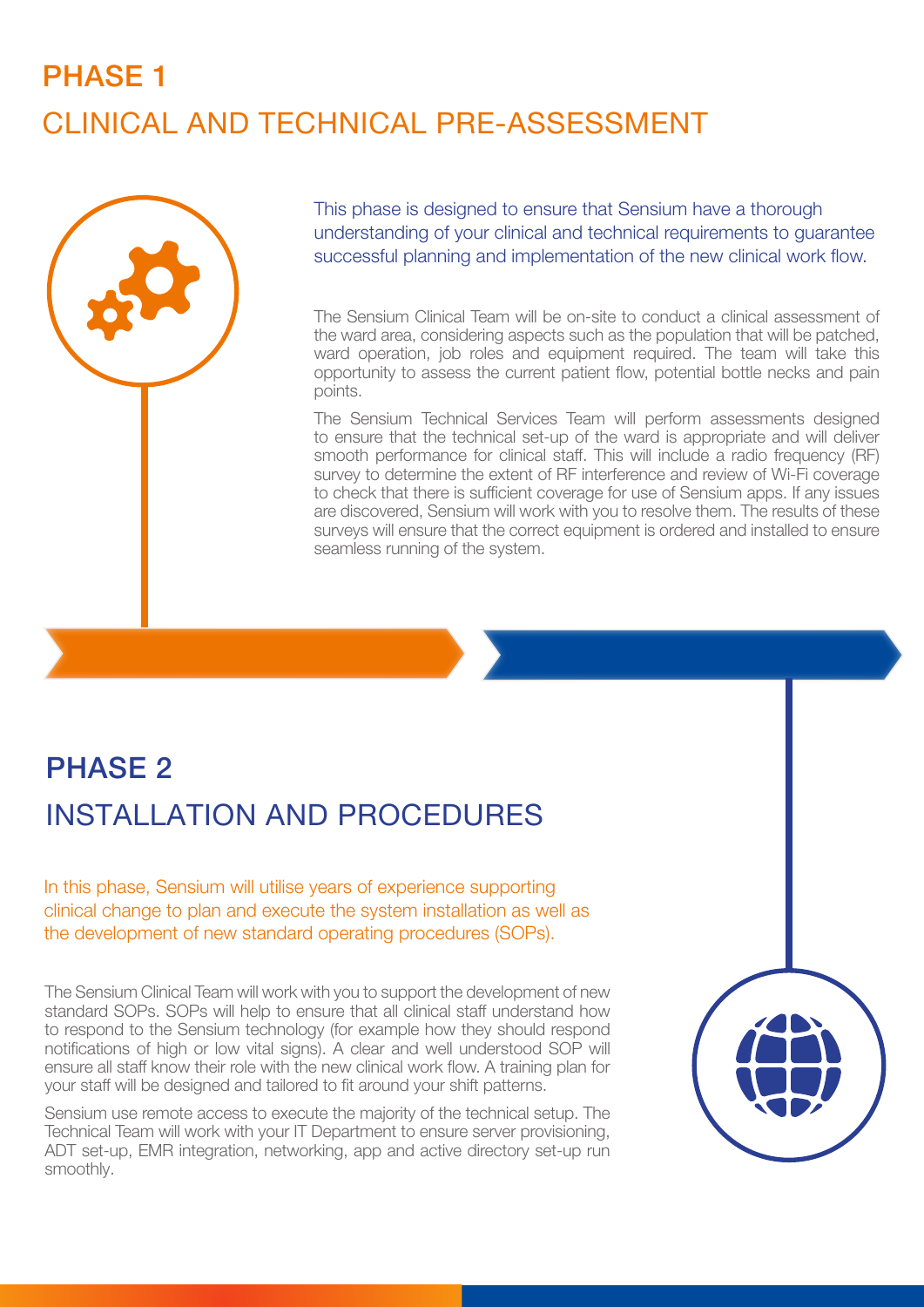# PHASE 1

## CLINICAL AND TECHNICAL PRE-ASSESSMENT

This phase is designed to ensure that Sensium have a thorough understanding of your clinical and technical requirements to guarantee successful planning and implementation of the new clinical work flow.

The Sensium Clinical Team will be on-site to conduct a clinical assessment of the ward area, considering aspects such as the population that will be patched, ward operation, job roles and equipment required. The team will take this opportunity to assess the current patient flow, potential bottle necks and pain points.

The Sensium Technical Services Team will perform assessments designed to ensure that the technical set-up of the ward is appropriate and will deliver smooth performance for clinical staff. This will include a radio frequency (RF) survey to determine the extent of RF interference and review of Wi-Fi coverage to check that there is sufficient coverage for use of Sensium apps. If any issues are discovered, Sensium will work with you to resolve them. The results of these surveys will ensure that the correct equipment is ordered and installed to ensure seamless running of the system.

# PHASE 2

## INSTALLATION AND PROCEDURES

In this phase, Sensium will utilise years of experience supporting clinical change to plan and execute the system installation as well as the development of new standard operating procedures (SOPs).

The Sensium Clinical Team will work with you to support the development of new standard SOPs. SOPs will help to ensure that all clinical staff understand how to respond to the Sensium technology (for example how they should respond notifications of high or low vital signs). A clear and well understood SOP will ensure all staff know their role with the new clinical work flow. A training plan for your staff will be designed and tailored to fit around your shift patterns.

Sensium use remote access to execute the majority of the technical setup. The Technical Team will work with your IT Department to ensure server provisioning, ADT set-up, EMR integration, networking, app and active directory set-up run smoothly.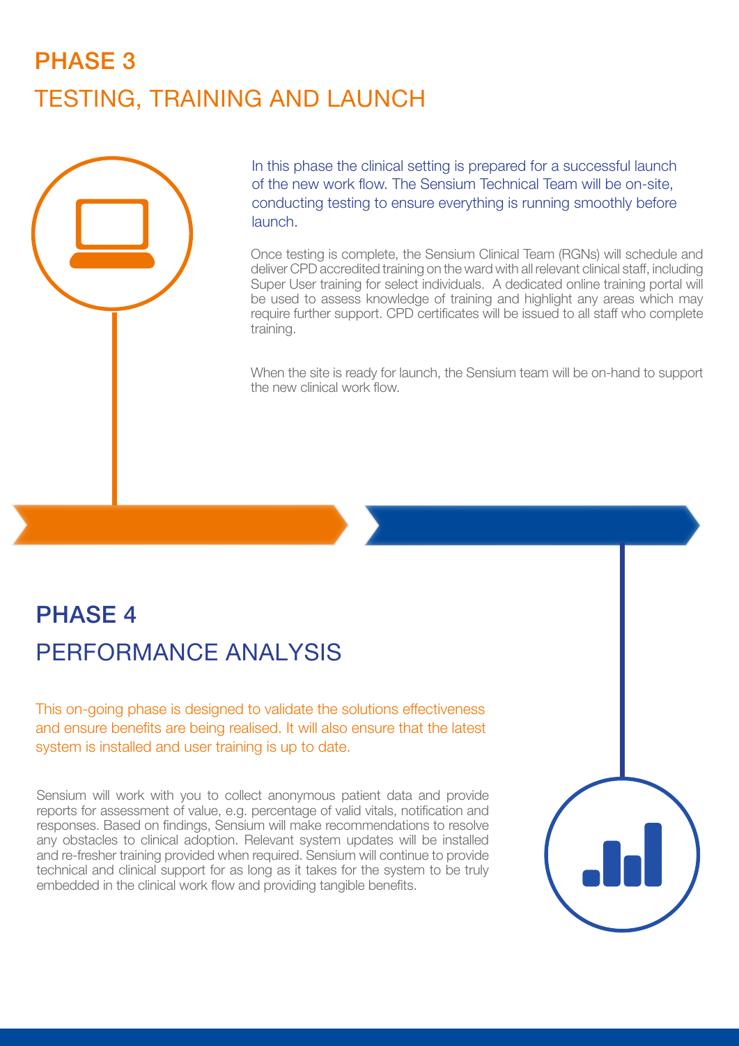# PHASE 3

## TESTING, TRAINING AND LAUNCH

In this phase the clinical setting is prepared for a successful launch of the new work flow. The Sensium Technical Team will be on-site, conducting testing to ensure everything is running smoothly before launch.

Once testing is complete, the Sensium Clinical Team (RGNs) will schedule and deliver CPD accredited training on the ward with all relevant clinical staff, including Super User training for select individuals. A dedicated online training portal will be used to assess knowledge of training and highlight any areas which may require further support. CPD certificates will be issued to all staff who complete training.

When the site is ready for launch, the Sensium team will be on-hand to support the new clinical work flow.

# PHASE 4

## PERFORMANCE ANALYSIS

This on-going phase is designed to validate the solutions effectiveness and ensure benefits are being realised. It will also ensure that the latest system is installed and user training is up to date.

Sensium will work with you to collect anonymous patient data and provide reports for assessment of value, e.g. percentage of valid vitals, notification and responses. Based on findings, Sensium will make recommendations to resolve any obstacles to clinical adoption. Relevant system updates will be installed and re-fresher training provided when required. Sensium will continue to provide technical and clinical support for as long as it takes for the system to be truly embedded in the clinical work flow and providing tangible benefits.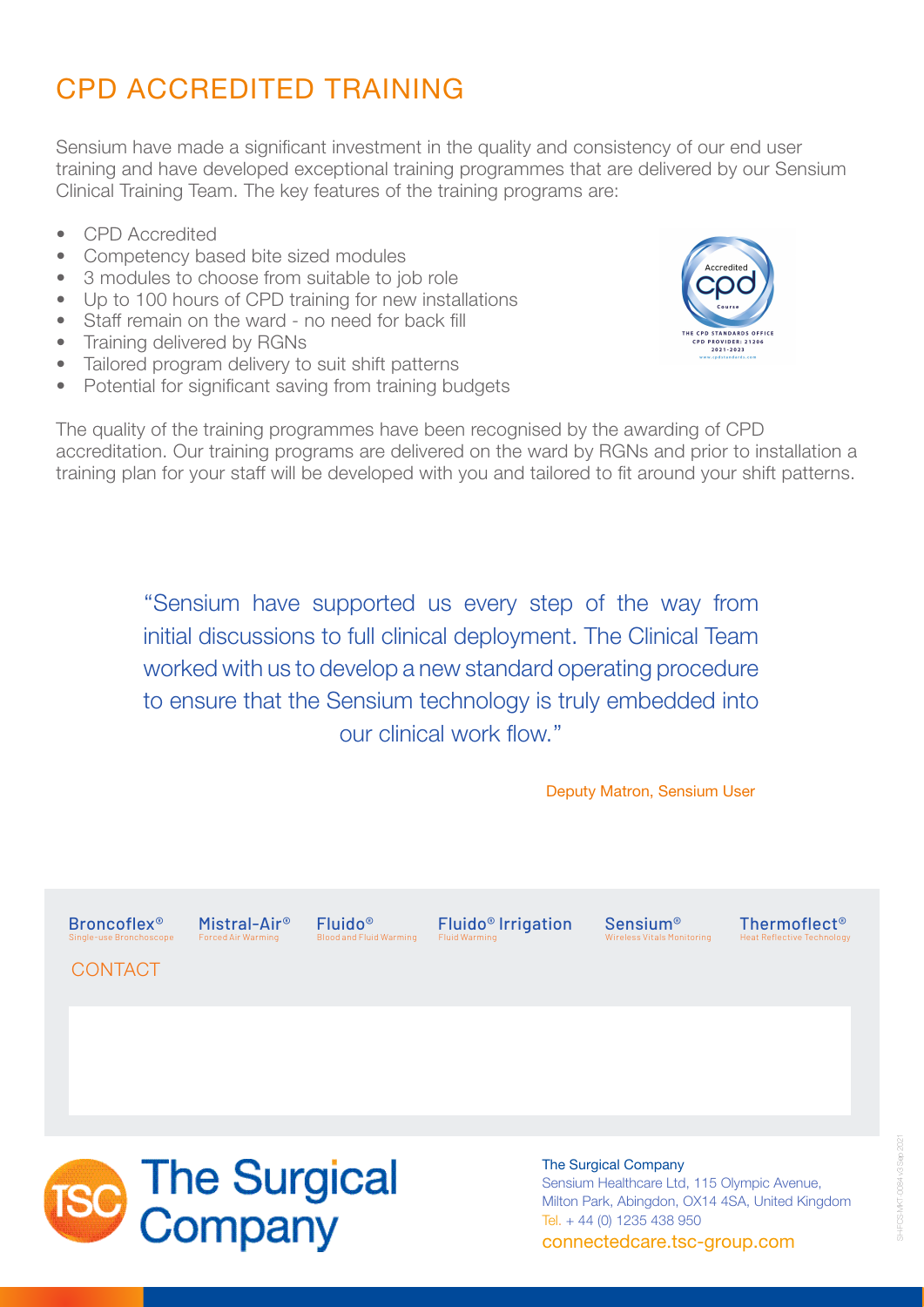# CPD ACCREDITED TRAINING

Sensium have made a significant investment in the quality and consistency of our end user training and have developed exceptional training programmes that are delivered by our Sensium Clinical Training Team. The key features of the training programs are:

- CPD Accredited
- Competency based bite sized modules
- 3 modules to choose from suitable to job role
- Up to 100 hours of CPD training for new installations
- Staff remain on the ward - no need for back fill
- Training delivered by RGNs
- Tailored program delivery to suit shift patterns
- Potential for significant saving from training budgets

Accredited cpd Course
THE CPD STANDARDS OFFICE
CPD PROVIDER: 21206
2021-2023
www.cpdstandards.com

The quality of the training programmes have been recognised by the awarding of CPD accreditation. Our training programs are delivered on the ward by RGNs and prior to installation a training plan for your staff will be developed with you and tailored to fit around your shift patterns.

> "Sensium have supported us every step of the way from initial discussions to full clinical deployment. The Clinical Team worked with us to develop a new standard operating procedure to ensure that the Sensium technology is truly embedded into our clinical work flow."
>
> Deputy Matron, Sensium User

**Broncoflex®** Single-use Bronchoscope
**Mistral-Air®** Forced Air Warming
**Fluido®** Blood and Fluid Warming
**Fluido® Irrigation** Fluid Warming
**Sensium®** Wireless Vitals Monitoring
**Thermoflect®** Heat Reflective Technology

## CONTACT

TSC The Surgical Company

The Surgical Company
Sensium Healthcare Ltd, 115 Olympic Avenue,
Milton Park, Abingdon, OX14 4SA, United Kingdom
Tel. + 44 (0) 1235 438 950
connectedcare.tsc-group.com

SH-FCS-MKT-0064 v3 Sep 2021